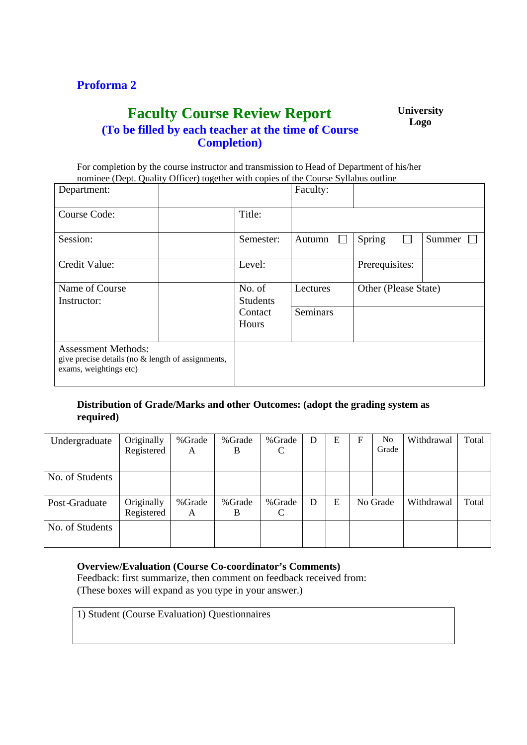**Proforma 2**

# Faculty Course Review Report

**University Logo**

## (To be filled by each teacher at the time of Course Completion)

For completion by the course instructor and transmission to Head of Department of his/her nominee (Dept. Quality Officer) together with copies of the Course Syllabus outline

| Department: | | | Faculty: | | |
|---|---|---|---|---|---|
| Course Code: | | Title: | | | |
| Session: | | Semester: | Autumn ☐ | Spring ☐ | Summer ☐ |
| Credit Value: | | Level: | | Prerequisites: | |
| Name of Course Instructor: | | No. of Students Contact Hours | Lectures | Other (Please State) | |
| | | | Seminars | | |
| Assessment Methods: give precise details (no & length of assignments, exams, weightings etc) | | | | | |

**Distribution of Grade/Marks and other Outcomes: (adopt the grading system as required)**

| Undergraduate | Originally Registered | %Grade A | %Grade B | %Grade C | D | E | F | No Grade | Withdrawal | Total |
|---|---|---|---|---|---|---|---|---|---|---|
| No. of Students | | | | | | | | | | |
| Post-Graduate | Originally Registered | %Grade A | %Grade B | %Grade C | D | E | No Grade | | Withdrawal | Total |
| No. of Students | | | | | | | | | | |

**Overview/Evaluation (Course Co-coordinator's Comments)**

Feedback: first summarize, then comment on feedback received from:
(These boxes will expand as you type in your answer.)

| 1) Student (Course Evaluation) Questionnaires |
|---|
| |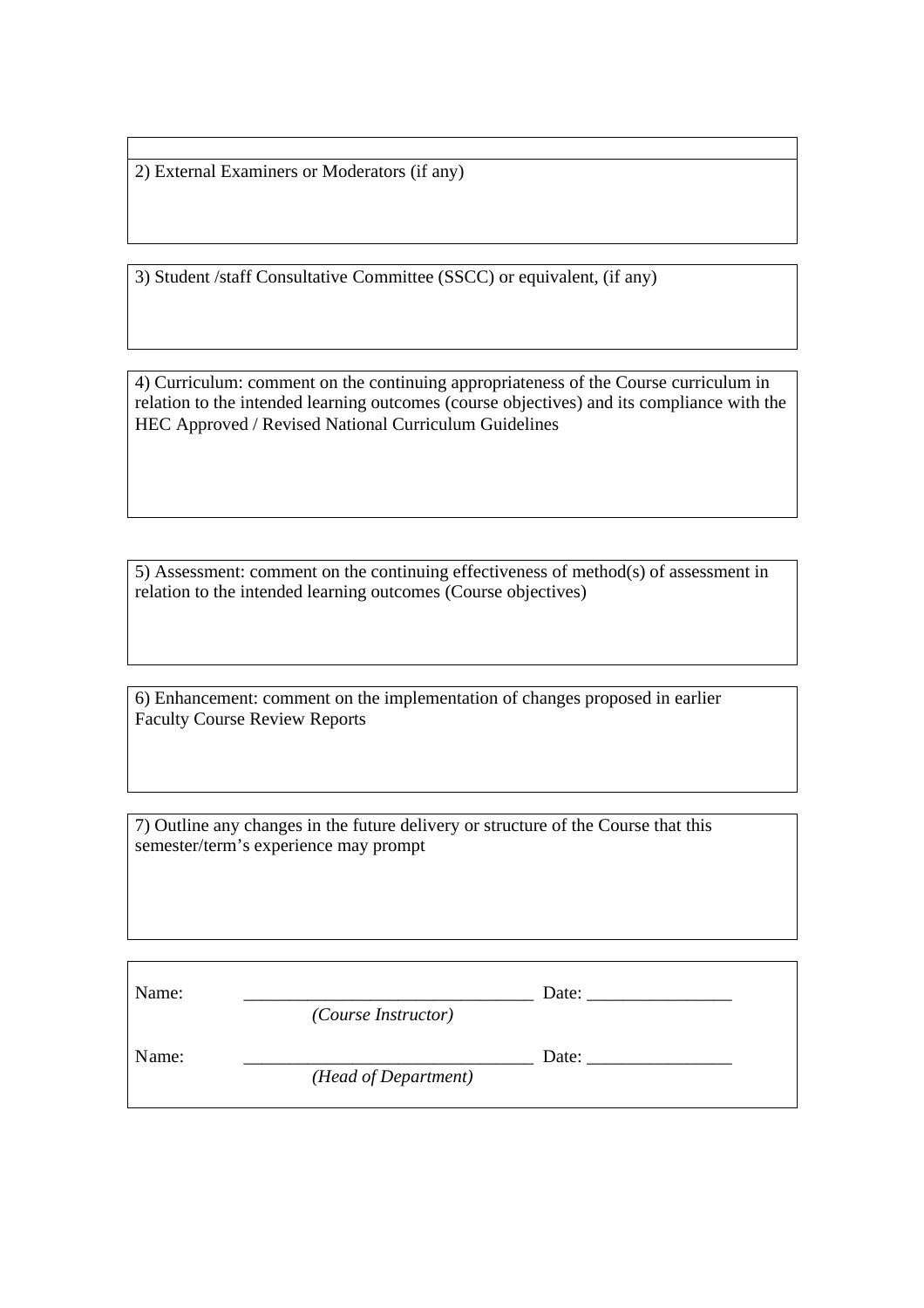2) External Examiners or Moderators (if any)

3) Student /staff Consultative Committee (SSCC) or equivalent, (if any)

4) Curriculum: comment on the continuing appropriateness of the Course curriculum in relation to the intended learning outcomes (course objectives) and its compliance with the HEC Approved / Revised National Curriculum Guidelines

5) Assessment: comment on the continuing effectiveness of method(s) of assessment in relation to the intended learning outcomes (Course objectives)

6) Enhancement: comment on the implementation of changes proposed in earlier Faculty Course Review Reports

7) Outline any changes in the future delivery or structure of the Course that this semester/term's experience may prompt

Name: ________________________________ Date: ________________
*(Course Instructor)*

Name: ________________________________ Date: ________________
*(Head of Department)*